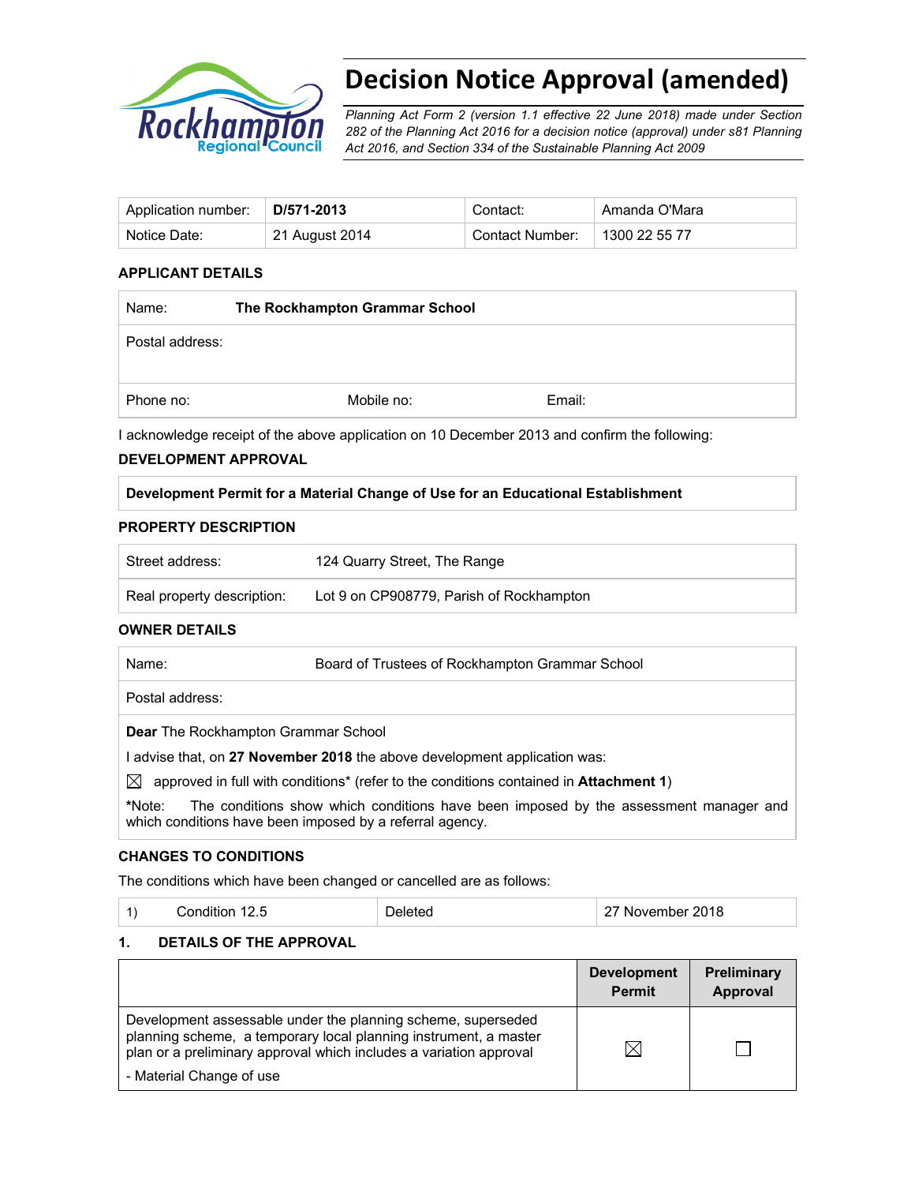# Decision Notice Approval (amended)

*Planning Act Form 2 (version 1.1 effective 22 June 2018) made under Section 282 of the Planning Act 2016 for a decision notice (approval) under s81 Planning Act 2016, and Section 334 of the Sustainable Planning Act 2009*

| Application number: | **D/571-2013** | Contact: | Amanda O'Mara |
|---|---|---|---|
| Notice Date: | 21 August 2014 | Contact Number: | 1300 22 55 77 |

**APPLICANT DETAILS**

| Name: | **The Rockhampton Grammar School** | |
|---|---|---|
| Postal address: | | |
| Phone no: | Mobile no: | Email: |

I acknowledge receipt of the above application on 10 December 2013 and confirm the following:

**DEVELOPMENT APPROVAL**

| **Development Permit for a Material Change of Use for an Educational Establishment** |
|---|

**PROPERTY DESCRIPTION**

| Street address: | 124 Quarry Street, The Range |
|---|---|
| Real property description: | Lot 9 on CP908779, Parish of Rockhampton |

**OWNER DETAILS**

| Name: | Board of Trustees of Rockhampton Grammar School |
|---|---|
| Postal address: | |

**Dear** The Rockhampton Grammar School

I advise that, on **27 November 2018** the above development application was:

☒ approved in full with conditions* (refer to the conditions contained in **Attachment 1**)

***Note:** The conditions show which conditions have been imposed by the assessment manager and which conditions have been imposed by a referral agency.

**CHANGES TO CONDITIONS**

The conditions which have been changed or cancelled are as follows:

| 1) | Condition 12.5 | Deleted | 27 November 2018 |
|---|---|---|---|

**1. DETAILS OF THE APPROVAL**

| | Development Permit | Preliminary Approval |
|---|---|---|
| Development assessable under the planning scheme, superseded planning scheme, a temporary local planning instrument, a master plan or a preliminary approval which includes a variation approval<br>- Material Change of use | ☒ | ☐ |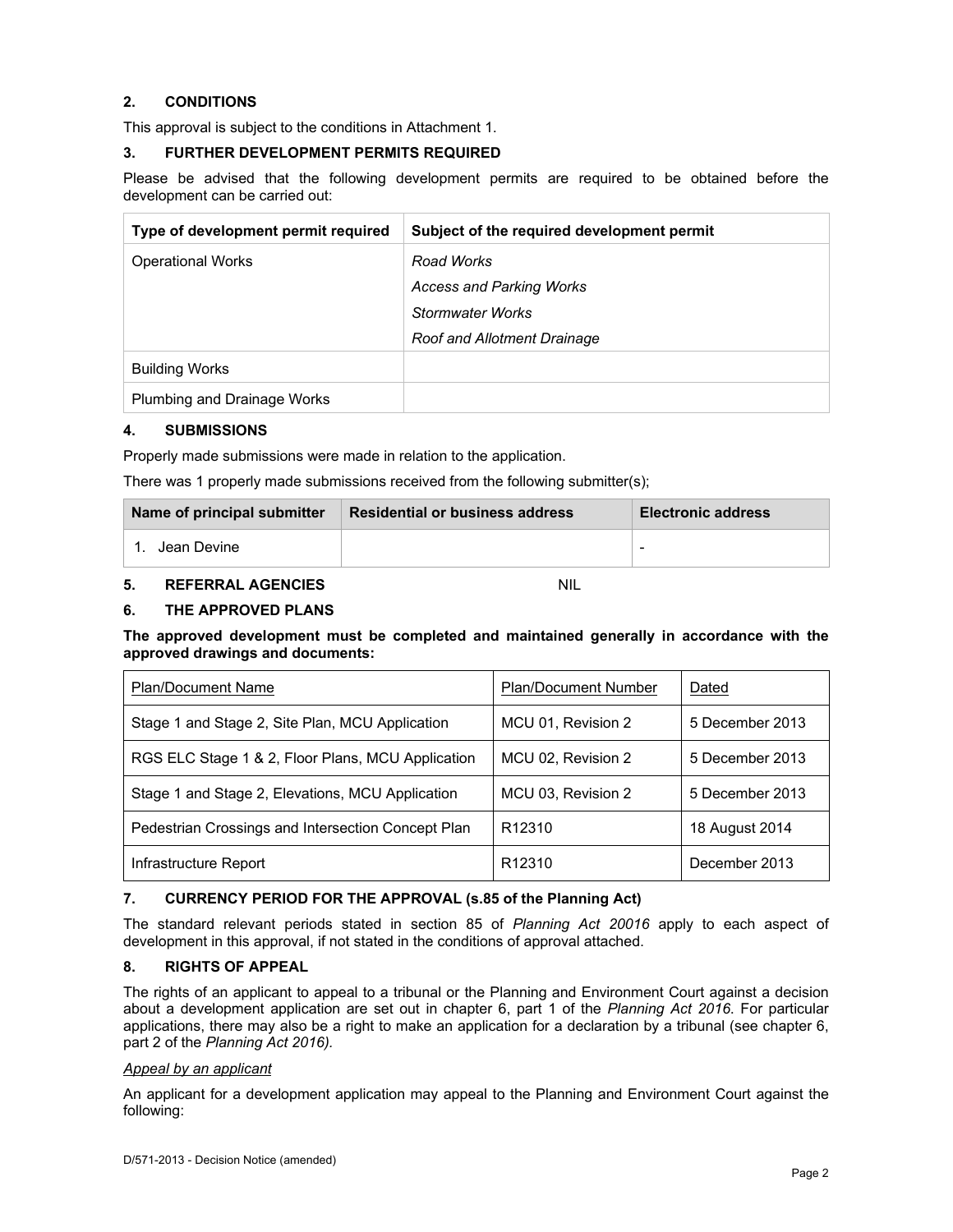## 2. CONDITIONS

This approval is subject to the conditions in Attachment 1.

## 3. FURTHER DEVELOPMENT PERMITS REQUIRED

Please be advised that the following development permits are required to be obtained before the development can be carried out:

| Type of development permit required | Subject of the required development permit |
|---|---|
| Operational Works | *Road Works*<br>*Access and Parking Works*<br>*Stormwater Works*<br>*Roof and Allotment Drainage* |
| Building Works | |
| Plumbing and Drainage Works | |

## 4. SUBMISSIONS

Properly made submissions were made in relation to the application.

There was 1 properly made submissions received from the following submitter(s);

| Name of principal submitter | Residential or business address | Electronic address |
|---|---|---|
| 1. Jean Devine | | - |

## 5. REFERRAL AGENCIES NIL

## 6. THE APPROVED PLANS

**The approved development must be completed and maintained generally in accordance with the approved drawings and documents:**

| Plan/Document Name | Plan/Document Number | Dated |
|---|---|---|
| Stage 1 and Stage 2, Site Plan, MCU Application | MCU 01, Revision 2 | 5 December 2013 |
| RGS ELC Stage 1 & 2, Floor Plans, MCU Application | MCU 02, Revision 2 | 5 December 2013 |
| Stage 1 and Stage 2, Elevations, MCU Application | MCU 03, Revision 2 | 5 December 2013 |
| Pedestrian Crossings and Intersection Concept Plan | R12310 | 18 August 2014 |
| Infrastructure Report | R12310 | December 2013 |

## 7. CURRENCY PERIOD FOR THE APPROVAL (s.85 of the Planning Act)

The standard relevant periods stated in section 85 of *Planning Act 20016* apply to each aspect of development in this approval, if not stated in the conditions of approval attached.

## 8. RIGHTS OF APPEAL

The rights of an applicant to appeal to a tribunal or the Planning and Environment Court against a decision about a development application are set out in chapter 6, part 1 of the *Planning Act 2016*. For particular applications, there may also be a right to make an application for a declaration by a tribunal (see chapter 6, part 2 of the *Planning Act 2016).*

*Appeal by an applicant*

An applicant for a development application may appeal to the Planning and Environment Court against the following:

D/571-2013 - Decision Notice (amended)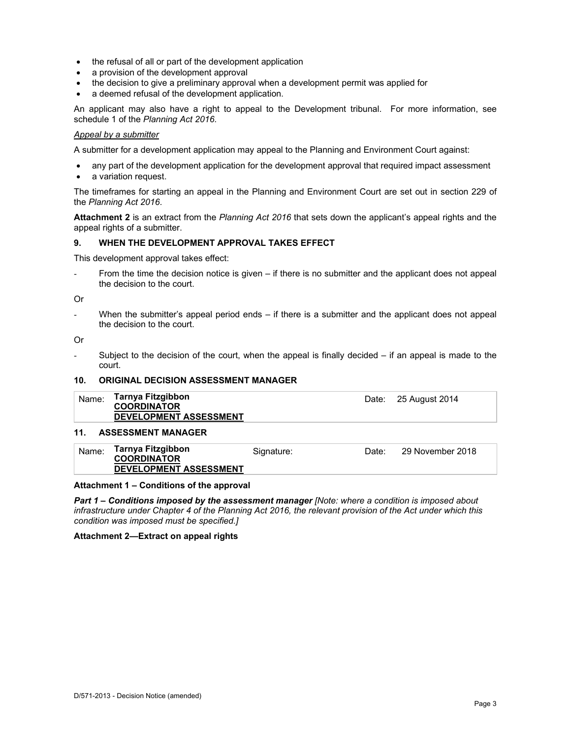- the refusal of all or part of the development application
- a provision of the development approval
- the decision to give a preliminary approval when a development permit was applied for
- a deemed refusal of the development application.

An applicant may also have a right to appeal to the Development tribunal. For more information, see schedule 1 of the *Planning Act 2016*.

*Appeal by a submitter*

A submitter for a development application may appeal to the Planning and Environment Court against:

- any part of the development application for the development approval that required impact assessment
- a variation request.

The timeframes for starting an appeal in the Planning and Environment Court are set out in section 229 of the *Planning Act 2016*.

**Attachment 2** is an extract from the *Planning Act 2016* that sets down the applicant's appeal rights and the appeal rights of a submitter.

## 9. WHEN THE DEVELOPMENT APPROVAL TAKES EFFECT

This development approval takes effect:

- From the time the decision notice is given – if there is no submitter and the applicant does not appeal the decision to the court.

Or

- When the submitter's appeal period ends – if there is a submitter and the applicant does not appeal the decision to the court.

Or

- Subject to the decision of the court, when the appeal is finally decided – if an appeal is made to the court.

## 10. ORIGINAL DECISION ASSESSMENT MANAGER

| Name: | **Tarnya Fitzgibbon**<br>**COORDINATOR**<br>**DEVELOPMENT ASSESSMENT** | Date: | 25 August 2014 |
|---|---|---|---|

## 11. ASSESSMENT MANAGER

| Name: | **Tarnya Fitzgibbon**<br>**COORDINATOR**<br>**DEVELOPMENT ASSESSMENT** | Signature: | Date: | 29 November 2018 |
|---|---|---|---|---|

**Attachment 1 – Conditions of the approval**

***Part 1 – Conditions imposed by the assessment manager*** *[Note: where a condition is imposed about infrastructure under Chapter 4 of the Planning Act 2016, the relevant provision of the Act under which this condition was imposed must be specified.]*

**Attachment 2—Extract on appeal rights**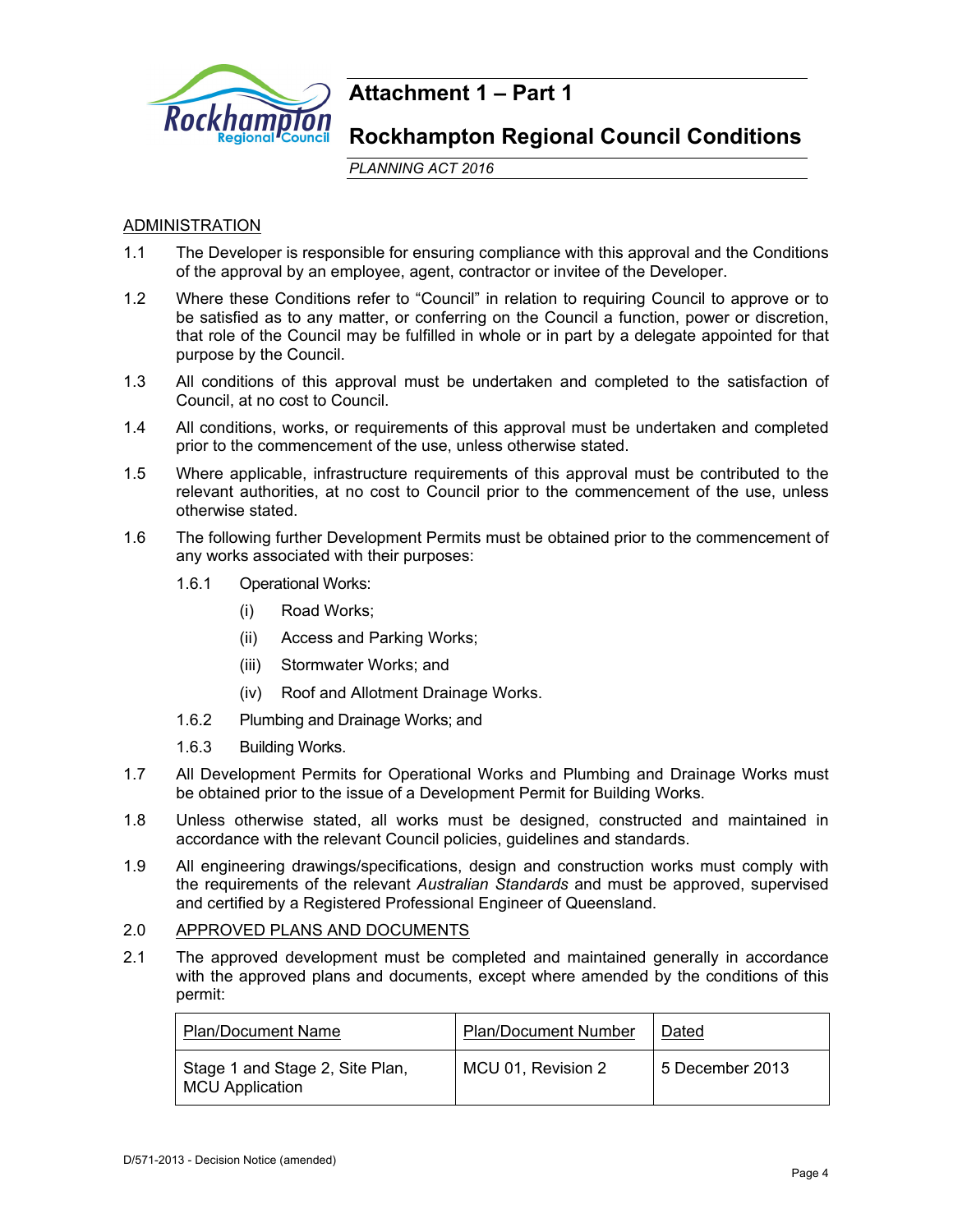# Attachment 1 – Part 1

## Rockhampton Regional Council Conditions

*PLANNING ACT 2016*

ADMINISTRATION

1.1 The Developer is responsible for ensuring compliance with this approval and the Conditions of the approval by an employee, agent, contractor or invitee of the Developer.

1.2 Where these Conditions refer to "Council" in relation to requiring Council to approve or to be satisfied as to any matter, or conferring on the Council a function, power or discretion, that role of the Council may be fulfilled in whole or in part by a delegate appointed for that purpose by the Council.

1.3 All conditions of this approval must be undertaken and completed to the satisfaction of Council, at no cost to Council.

1.4 All conditions, works, or requirements of this approval must be undertaken and completed prior to the commencement of the use, unless otherwise stated.

1.5 Where applicable, infrastructure requirements of this approval must be contributed to the relevant authorities, at no cost to Council prior to the commencement of the use, unless otherwise stated.

1.6 The following further Development Permits must be obtained prior to the commencement of any works associated with their purposes:

1.6.1 Operational Works:

(i) Road Works;

(ii) Access and Parking Works;

(iii) Stormwater Works; and

(iv) Roof and Allotment Drainage Works.

1.6.2 Plumbing and Drainage Works; and

1.6.3 Building Works.

1.7 All Development Permits for Operational Works and Plumbing and Drainage Works must be obtained prior to the issue of a Development Permit for Building Works.

1.8 Unless otherwise stated, all works must be designed, constructed and maintained in accordance with the relevant Council policies, guidelines and standards.

1.9 All engineering drawings/specifications, design and construction works must comply with the requirements of the relevant *Australian Standards* and must be approved, supervised and certified by a Registered Professional Engineer of Queensland.

2.0 APPROVED PLANS AND DOCUMENTS

2.1 The approved development must be completed and maintained generally in accordance with the approved plans and documents, except where amended by the conditions of this permit:

| Plan/Document Name | Plan/Document Number | Dated |
|---|---|---|
| Stage 1 and Stage 2, Site Plan, MCU Application | MCU 01, Revision 2 | 5 December 2013 |

D/571-2013 - Decision Notice (amended)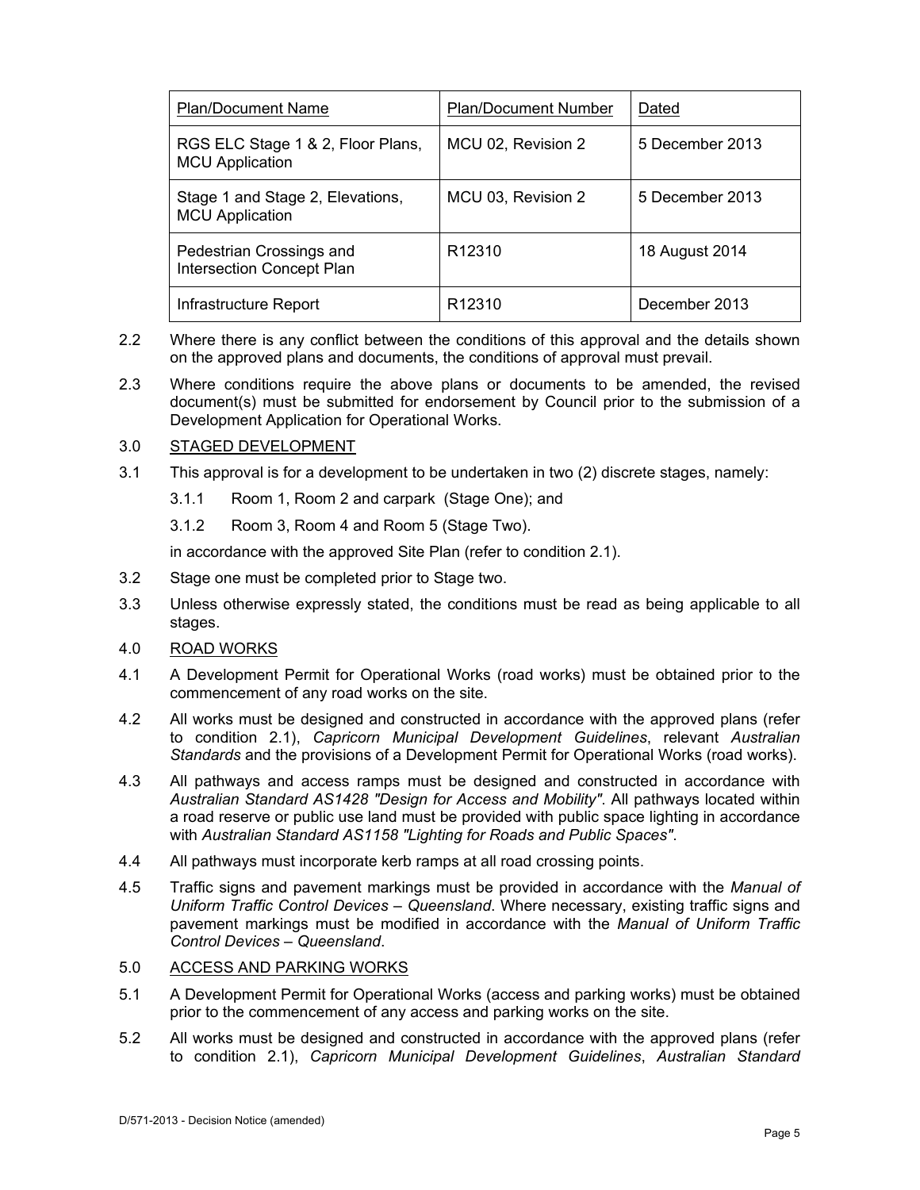| Plan/Document Name | Plan/Document Number | Dated |
|---|---|---|
| RGS ELC Stage 1 & 2, Floor Plans, MCU Application | MCU 02, Revision 2 | 5 December 2013 |
| Stage 1 and Stage 2, Elevations, MCU Application | MCU 03, Revision 2 | 5 December 2013 |
| Pedestrian Crossings and Intersection Concept Plan | R12310 | 18 August 2014 |
| Infrastructure Report | R12310 | December 2013 |

2.2 Where there is any conflict between the conditions of this approval and the details shown on the approved plans and documents, the conditions of approval must prevail.

2.3 Where conditions require the above plans or documents to be amended, the revised document(s) must be submitted for endorsement by Council prior to the submission of a Development Application for Operational Works.

3.0 STAGED DEVELOPMENT

3.1 This approval is for a development to be undertaken in two (2) discrete stages, namely:

3.1.1 Room 1, Room 2 and carpark (Stage One); and

3.1.2 Room 3, Room 4 and Room 5 (Stage Two).

in accordance with the approved Site Plan (refer to condition 2.1).

3.2 Stage one must be completed prior to Stage two.

3.3 Unless otherwise expressly stated, the conditions must be read as being applicable to all stages.

4.0 ROAD WORKS

4.1 A Development Permit for Operational Works (road works) must be obtained prior to the commencement of any road works on the site.

4.2 All works must be designed and constructed in accordance with the approved plans (refer to condition 2.1), *Capricorn Municipal Development Guidelines*, relevant *Australian Standards* and the provisions of a Development Permit for Operational Works (road works).

4.3 All pathways and access ramps must be designed and constructed in accordance with *Australian Standard AS1428 "Design for Access and Mobility"*. All pathways located within a road reserve or public use land must be provided with public space lighting in accordance with *Australian Standard AS1158 "Lighting for Roads and Public Spaces"*.

4.4 All pathways must incorporate kerb ramps at all road crossing points.

4.5 Traffic signs and pavement markings must be provided in accordance with the *Manual of Uniform Traffic Control Devices – Queensland*. Where necessary, existing traffic signs and pavement markings must be modified in accordance with the *Manual of Uniform Traffic Control Devices – Queensland*.

5.0 ACCESS AND PARKING WORKS

5.1 A Development Permit for Operational Works (access and parking works) must be obtained prior to the commencement of any access and parking works on the site.

5.2 All works must be designed and constructed in accordance with the approved plans (refer to condition 2.1), *Capricorn Municipal Development Guidelines*, *Australian Standard*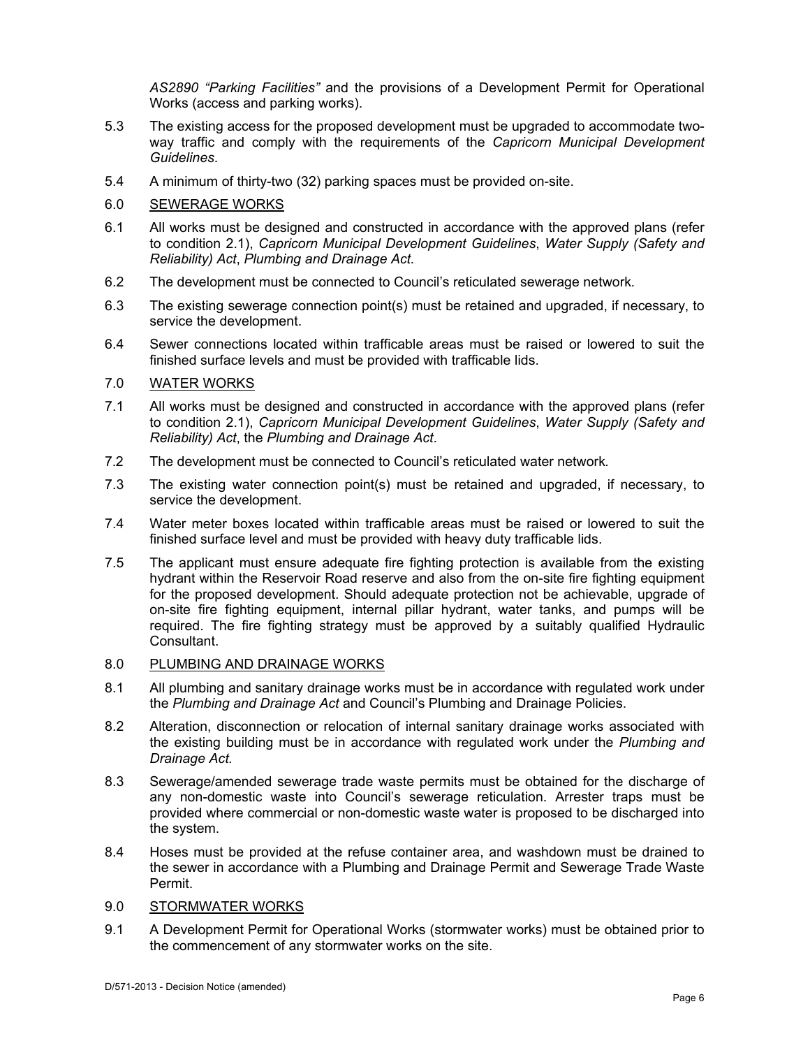*AS2890 "Parking Facilities"* and the provisions of a Development Permit for Operational Works (access and parking works).

5.3 The existing access for the proposed development must be upgraded to accommodate two-way traffic and comply with the requirements of the *Capricorn Municipal Development Guidelines*.

5.4 A minimum of thirty-two (32) parking spaces must be provided on-site.

6.0 <u>SEWERAGE WORKS</u>

6.1 All works must be designed and constructed in accordance with the approved plans (refer to condition 2.1), *Capricorn Municipal Development Guidelines*, *Water Supply (Safety and Reliability) Act*, *Plumbing and Drainage Act.*

6.2 The development must be connected to Council's reticulated sewerage network.

6.3 The existing sewerage connection point(s) must be retained and upgraded, if necessary, to service the development.

6.4 Sewer connections located within trafficable areas must be raised or lowered to suit the finished surface levels and must be provided with trafficable lids.

7.0 <u>WATER WORKS</u>

7.1 All works must be designed and constructed in accordance with the approved plans (refer to condition 2.1), *Capricorn Municipal Development Guidelines*, *Water Supply (Safety and Reliability) Act*, the *Plumbing and Drainage Act*.

7.2 The development must be connected to Council's reticulated water network.

7.3 The existing water connection point(s) must be retained and upgraded, if necessary, to service the development.

7.4 Water meter boxes located within trafficable areas must be raised or lowered to suit the finished surface level and must be provided with heavy duty trafficable lids.

7.5 The applicant must ensure adequate fire fighting protection is available from the existing hydrant within the Reservoir Road reserve and also from the on-site fire fighting equipment for the proposed development. Should adequate protection not be achievable, upgrade of on-site fire fighting equipment, internal pillar hydrant, water tanks, and pumps will be required. The fire fighting strategy must be approved by a suitably qualified Hydraulic Consultant.

8.0 <u>PLUMBING AND DRAINAGE WORKS</u>

8.1 All plumbing and sanitary drainage works must be in accordance with regulated work under the *Plumbing and Drainage Act* and Council's Plumbing and Drainage Policies.

8.2 Alteration, disconnection or relocation of internal sanitary drainage works associated with the existing building must be in accordance with regulated work under the *Plumbing and Drainage Act.*

8.3 Sewerage/amended sewerage trade waste permits must be obtained for the discharge of any non-domestic waste into Council's sewerage reticulation. Arrester traps must be provided where commercial or non-domestic waste water is proposed to be discharged into the system.

8.4 Hoses must be provided at the refuse container area, and washdown must be drained to the sewer in accordance with a Plumbing and Drainage Permit and Sewerage Trade Waste Permit.

9.0 <u>STORMWATER WORKS</u>

9.1 A Development Permit for Operational Works (stormwater works) must be obtained prior to the commencement of any stormwater works on the site.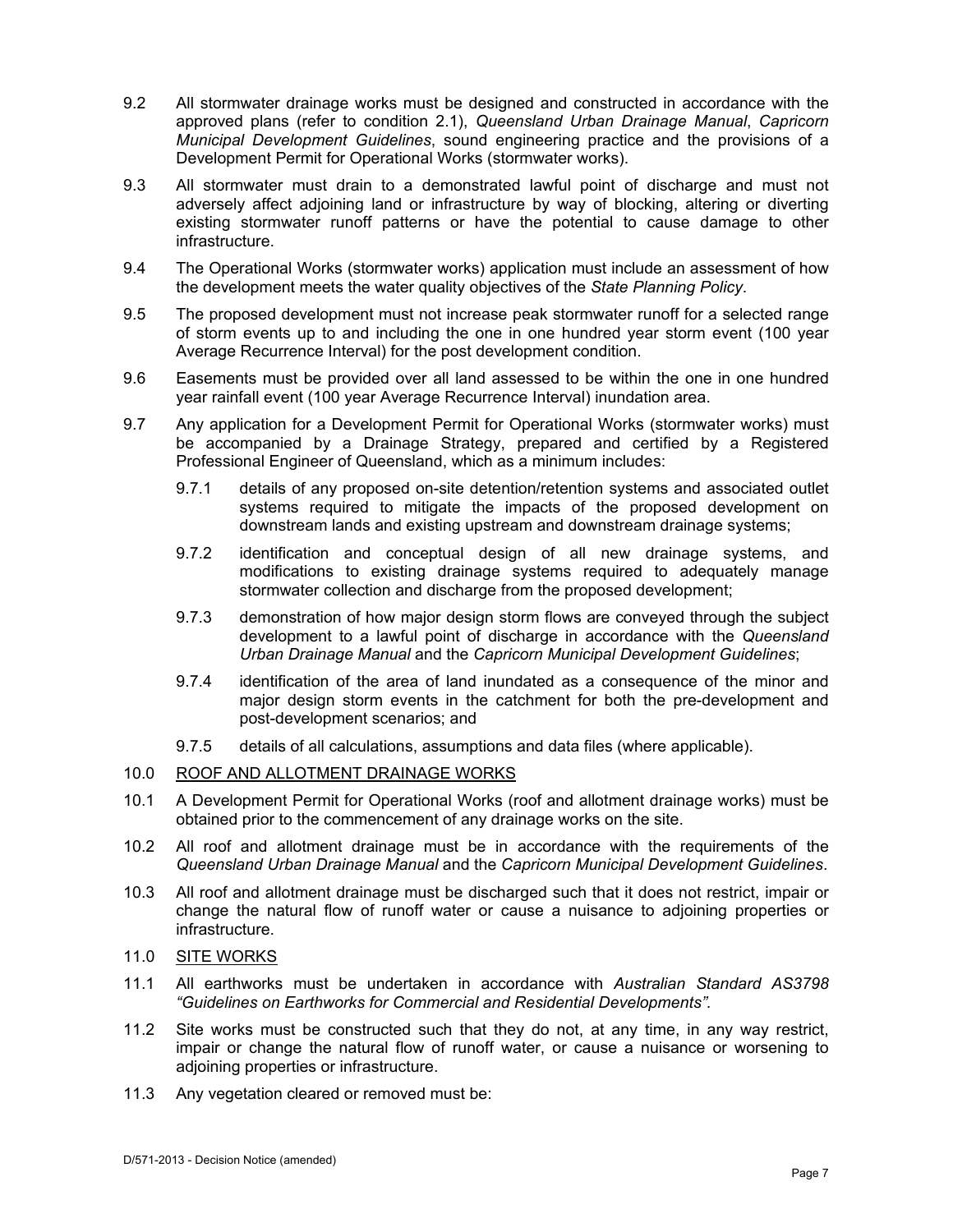9.2 All stormwater drainage works must be designed and constructed in accordance with the approved plans (refer to condition 2.1), *Queensland Urban Drainage Manual*, *Capricorn Municipal Development Guidelines*, sound engineering practice and the provisions of a Development Permit for Operational Works (stormwater works).

9.3 All stormwater must drain to a demonstrated lawful point of discharge and must not adversely affect adjoining land or infrastructure by way of blocking, altering or diverting existing stormwater runoff patterns or have the potential to cause damage to other infrastructure.

9.4 The Operational Works (stormwater works) application must include an assessment of how the development meets the water quality objectives of the *State Planning Policy*.

9.5 The proposed development must not increase peak stormwater runoff for a selected range of storm events up to and including the one in one hundred year storm event (100 year Average Recurrence Interval) for the post development condition.

9.6 Easements must be provided over all land assessed to be within the one in one hundred year rainfall event (100 year Average Recurrence Interval) inundation area.

9.7 Any application for a Development Permit for Operational Works (stormwater works) must be accompanied by a Drainage Strategy, prepared and certified by a Registered Professional Engineer of Queensland, which as a minimum includes:

- 9.7.1 details of any proposed on-site detention/retention systems and associated outlet systems required to mitigate the impacts of the proposed development on downstream lands and existing upstream and downstream drainage systems;
- 9.7.2 identification and conceptual design of all new drainage systems, and modifications to existing drainage systems required to adequately manage stormwater collection and discharge from the proposed development;
- 9.7.3 demonstration of how major design storm flows are conveyed through the subject development to a lawful point of discharge in accordance with the *Queensland Urban Drainage Manual* and the *Capricorn Municipal Development Guidelines*;
- 9.7.4 identification of the area of land inundated as a consequence of the minor and major design storm events in the catchment for both the pre-development and post-development scenarios; and
- 9.7.5 details of all calculations, assumptions and data files (where applicable).

10.0 <u>ROOF AND ALLOTMENT DRAINAGE WORKS</u>

10.1 A Development Permit for Operational Works (roof and allotment drainage works) must be obtained prior to the commencement of any drainage works on the site.

10.2 All roof and allotment drainage must be in accordance with the requirements of the *Queensland Urban Drainage Manual* and the *Capricorn Municipal Development Guidelines*.

10.3 All roof and allotment drainage must be discharged such that it does not restrict, impair or change the natural flow of runoff water or cause a nuisance to adjoining properties or infrastructure.

11.0 <u>SITE WORKS</u>

11.1 All earthworks must be undertaken in accordance with *Australian Standard AS3798 "Guidelines on Earthworks for Commercial and Residential Developments".*

11.2 Site works must be constructed such that they do not, at any time, in any way restrict, impair or change the natural flow of runoff water, or cause a nuisance or worsening to adjoining properties or infrastructure.

11.3 Any vegetation cleared or removed must be: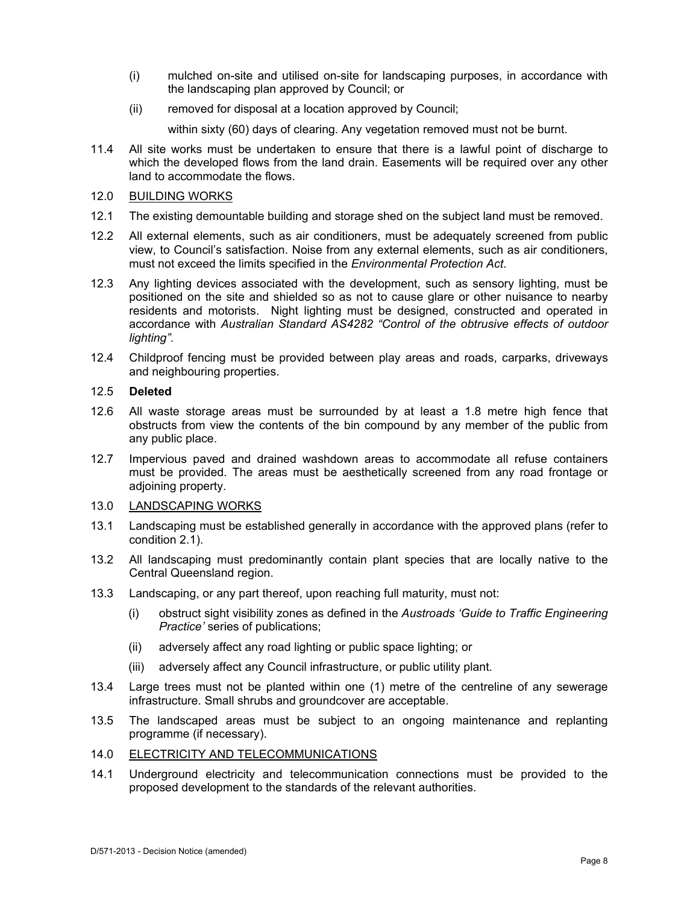(i) mulched on-site and utilised on-site for landscaping purposes, in accordance with the landscaping plan approved by Council; or

(ii) removed for disposal at a location approved by Council;

within sixty (60) days of clearing. Any vegetation removed must not be burnt.

11.4 All site works must be undertaken to ensure that there is a lawful point of discharge to which the developed flows from the land drain. Easements will be required over any other land to accommodate the flows.

12.0 BUILDING WORKS

12.1 The existing demountable building and storage shed on the subject land must be removed.

12.2 All external elements, such as air conditioners, must be adequately screened from public view, to Council's satisfaction. Noise from any external elements, such as air conditioners, must not exceed the limits specified in the *Environmental Protection Act*.

12.3 Any lighting devices associated with the development, such as sensory lighting, must be positioned on the site and shielded so as not to cause glare or other nuisance to nearby residents and motorists. Night lighting must be designed, constructed and operated in accordance with *Australian Standard AS4282 "Control of the obtrusive effects of outdoor lighting"*.

12.4 Childproof fencing must be provided between play areas and roads, carparks, driveways and neighbouring properties.

12.5 **Deleted**

12.6 All waste storage areas must be surrounded by at least a 1.8 metre high fence that obstructs from view the contents of the bin compound by any member of the public from any public place.

12.7 Impervious paved and drained washdown areas to accommodate all refuse containers must be provided. The areas must be aesthetically screened from any road frontage or adjoining property.

13.0 LANDSCAPING WORKS

13.1 Landscaping must be established generally in accordance with the approved plans (refer to condition 2.1).

13.2 All landscaping must predominantly contain plant species that are locally native to the Central Queensland region.

13.3 Landscaping, or any part thereof, upon reaching full maturity, must not:

(i) obstruct sight visibility zones as defined in the *Austroads 'Guide to Traffic Engineering Practice'* series of publications;

(ii) adversely affect any road lighting or public space lighting; or

(iii) adversely affect any Council infrastructure, or public utility plant.

13.4 Large trees must not be planted within one (1) metre of the centreline of any sewerage infrastructure. Small shrubs and groundcover are acceptable.

13.5 The landscaped areas must be subject to an ongoing maintenance and replanting programme (if necessary).

14.0 ELECTRICITY AND TELECOMMUNICATIONS

14.1 Underground electricity and telecommunication connections must be provided to the proposed development to the standards of the relevant authorities.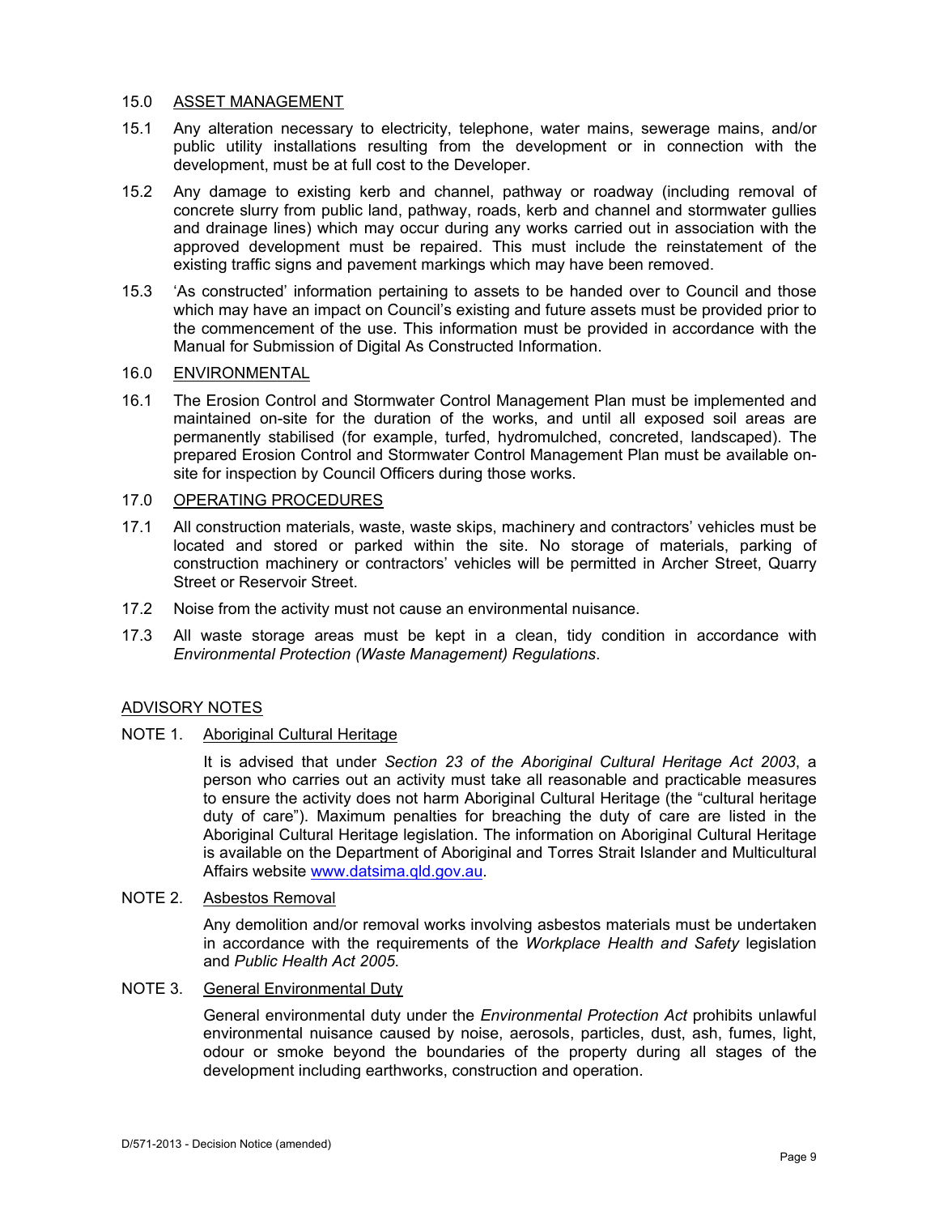## 15.0 ASSET MANAGEMENT

15.1 Any alteration necessary to electricity, telephone, water mains, sewerage mains, and/or public utility installations resulting from the development or in connection with the development, must be at full cost to the Developer.

15.2 Any damage to existing kerb and channel, pathway or roadway (including removal of concrete slurry from public land, pathway, roads, kerb and channel and stormwater gullies and drainage lines) which may occur during any works carried out in association with the approved development must be repaired. This must include the reinstatement of the existing traffic signs and pavement markings which may have been removed.

15.3 'As constructed' information pertaining to assets to be handed over to Council and those which may have an impact on Council's existing and future assets must be provided prior to the commencement of the use. This information must be provided in accordance with the Manual for Submission of Digital As Constructed Information.

## 16.0 ENVIRONMENTAL

16.1 The Erosion Control and Stormwater Control Management Plan must be implemented and maintained on-site for the duration of the works, and until all exposed soil areas are permanently stabilised (for example, turfed, hydromulched, concreted, landscaped). The prepared Erosion Control and Stormwater Control Management Plan must be available on-site for inspection by Council Officers during those works.

## 17.0 OPERATING PROCEDURES

17.1 All construction materials, waste, waste skips, machinery and contractors' vehicles must be located and stored or parked within the site. No storage of materials, parking of construction machinery or contractors' vehicles will be permitted in Archer Street, Quarry Street or Reservoir Street.

17.2 Noise from the activity must not cause an environmental nuisance.

17.3 All waste storage areas must be kept in a clean, tidy condition in accordance with *Environmental Protection (Waste Management) Regulations*.

## ADVISORY NOTES

### NOTE 1. Aboriginal Cultural Heritage

It is advised that under *Section 23 of the Aboriginal Cultural Heritage Act 2003*, a person who carries out an activity must take all reasonable and practicable measures to ensure the activity does not harm Aboriginal Cultural Heritage (the "cultural heritage duty of care"). Maximum penalties for breaching the duty of care are listed in the Aboriginal Cultural Heritage legislation. The information on Aboriginal Cultural Heritage is available on the Department of Aboriginal and Torres Strait Islander and Multicultural Affairs website www.datsima.qld.gov.au.

### NOTE 2. Asbestos Removal

Any demolition and/or removal works involving asbestos materials must be undertaken in accordance with the requirements of the *Workplace Health and Safety* legislation and *Public Health Act 2005*.

### NOTE 3. General Environmental Duty

General environmental duty under the *Environmental Protection Act* prohibits unlawful environmental nuisance caused by noise, aerosols, particles, dust, ash, fumes, light, odour or smoke beyond the boundaries of the property during all stages of the development including earthworks, construction and operation.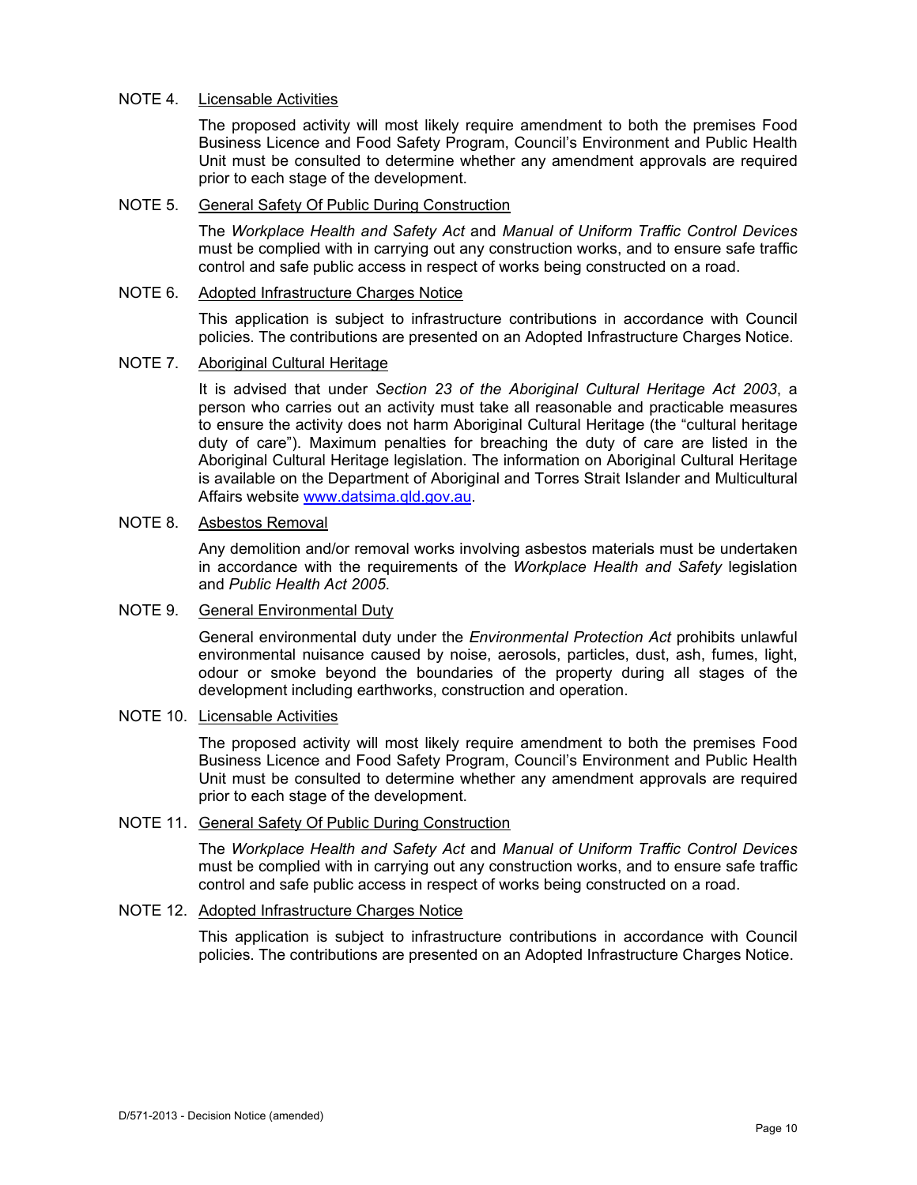NOTE 4. Licensable Activities

The proposed activity will most likely require amendment to both the premises Food Business Licence and Food Safety Program, Council's Environment and Public Health Unit must be consulted to determine whether any amendment approvals are required prior to each stage of the development.

NOTE 5. General Safety Of Public During Construction

The *Workplace Health and Safety Act* and *Manual of Uniform Traffic Control Devices* must be complied with in carrying out any construction works, and to ensure safe traffic control and safe public access in respect of works being constructed on a road.

NOTE 6. Adopted Infrastructure Charges Notice

This application is subject to infrastructure contributions in accordance with Council policies. The contributions are presented on an Adopted Infrastructure Charges Notice.

NOTE 7. Aboriginal Cultural Heritage

It is advised that under *Section 23 of the Aboriginal Cultural Heritage Act 2003*, a person who carries out an activity must take all reasonable and practicable measures to ensure the activity does not harm Aboriginal Cultural Heritage (the "cultural heritage duty of care"). Maximum penalties for breaching the duty of care are listed in the Aboriginal Cultural Heritage legislation. The information on Aboriginal Cultural Heritage is available on the Department of Aboriginal and Torres Strait Islander and Multicultural Affairs website www.datsima.qld.gov.au.

NOTE 8. Asbestos Removal

Any demolition and/or removal works involving asbestos materials must be undertaken in accordance with the requirements of the *Workplace Health and Safety* legislation and *Public Health Act 2005*.

NOTE 9. General Environmental Duty

General environmental duty under the *Environmental Protection Act* prohibits unlawful environmental nuisance caused by noise, aerosols, particles, dust, ash, fumes, light, odour or smoke beyond the boundaries of the property during all stages of the development including earthworks, construction and operation.

NOTE 10. Licensable Activities

The proposed activity will most likely require amendment to both the premises Food Business Licence and Food Safety Program, Council's Environment and Public Health Unit must be consulted to determine whether any amendment approvals are required prior to each stage of the development.

NOTE 11. General Safety Of Public During Construction

The *Workplace Health and Safety Act* and *Manual of Uniform Traffic Control Devices* must be complied with in carrying out any construction works, and to ensure safe traffic control and safe public access in respect of works being constructed on a road.

NOTE 12. Adopted Infrastructure Charges Notice

This application is subject to infrastructure contributions in accordance with Council policies. The contributions are presented on an Adopted Infrastructure Charges Notice.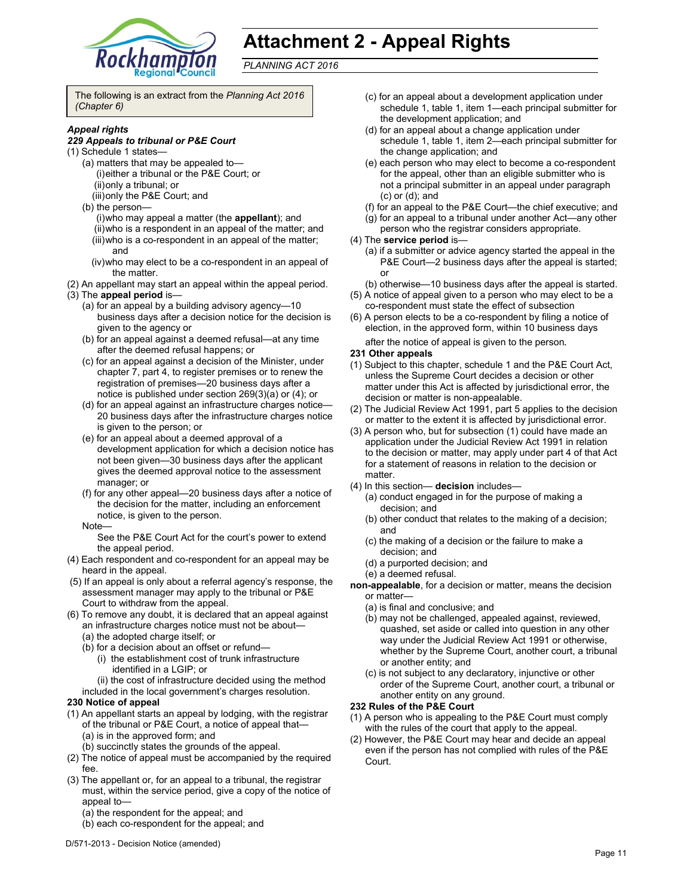# Attachment 2 - Appeal Rights

*PLANNING ACT 2016*

The following is an extract from the *Planning Act 2016 (Chapter 6)*

***Appeal rights***

***229 Appeals to tribunal or P&E Court***

(1) Schedule 1 states—

- (a) matters that may be appealed to—
  - (i) either a tribunal or the P&E Court; or
  - (ii) only a tribunal; or
  - (iii) only the P&E Court; and
- (b) the person—
  - (i) who may appeal a matter (the **appellant**); and
  - (ii) who is a respondent in an appeal of the matter; and
  - (iii) who is a co-respondent in an appeal of the matter; and
  - (iv) who may elect to be a co-respondent in an appeal of the matter.

(2) An appellant may start an appeal within the appeal period.

(3) The **appeal period** is—

- (a) for an appeal by a building advisory agency—10 business days after a decision notice for the decision is given to the agency or
- (b) for an appeal against a deemed refusal—at any time after the deemed refusal happens; or
- (c) for an appeal against a decision of the Minister, under chapter 7, part 4, to register premises or to renew the registration of premises—20 business days after a notice is published under section 269(3)(a) or (4); or
- (d) for an appeal against an infrastructure charges notice—20 business days after the infrastructure charges notice is given to the person; or
- (e) for an appeal about a deemed approval of a development application for which a decision notice has not been given—30 business days after the applicant gives the deemed approval notice to the assessment manager; or
- (f) for any other appeal—20 business days after a notice of the decision for the matter, including an enforcement notice, is given to the person.

Note—

See the P&E Court Act for the court's power to extend the appeal period.

(4) Each respondent and co-respondent for an appeal may be heard in the appeal.

(5) If an appeal is only about a referral agency's response, the assessment manager may apply to the tribunal or P&E Court to withdraw from the appeal.

(6) To remove any doubt, it is declared that an appeal against an infrastructure charges notice must not be about—

- (a) the adopted charge itself; or
- (b) for a decision about an offset or refund—
  - (i) the establishment cost of trunk infrastructure identified in a LGIP; or
  - (ii) the cost of infrastructure decided using the method

included in the local government's charges resolution.

**230 Notice of appeal**

(1) An appellant starts an appeal by lodging, with the registrar of the tribunal or P&E Court, a notice of appeal that—

- (a) is in the approved form; and
- (b) succinctly states the grounds of the appeal.

(2) The notice of appeal must be accompanied by the required fee.

(3) The appellant or, for an appeal to a tribunal, the registrar must, within the service period, give a copy of the notice of appeal to—

- (a) the respondent for the appeal; and
- (b) each co-respondent for the appeal; and
- (c) for an appeal about a development application under schedule 1, table 1, item 1—each principal submitter for the development application; and
- (d) for an appeal about a change application under schedule 1, table 1, item 2—each principal submitter for the change application; and
- (e) each person who may elect to become a co-respondent for the appeal, other than an eligible submitter who is not a principal submitter in an appeal under paragraph (c) or (d); and
- (f) for an appeal to the P&E Court—the chief executive; and
- (g) for an appeal to a tribunal under another Act—any other person who the registrar considers appropriate.

(4) The **service period** is—

- (a) if a submitter or advice agency started the appeal in the P&E Court—2 business days after the appeal is started; or
- (b) otherwise—10 business days after the appeal is started.

(5) A notice of appeal given to a person who may elect to be a co-respondent must state the effect of subsection

(6) A person elects to be a co-respondent by filing a notice of election, in the approved form, within 10 business days after the notice of appeal is given to the person.

**231 Other appeals**

(1) Subject to this chapter, schedule 1 and the P&E Court Act, unless the Supreme Court decides a decision or other matter under this Act is affected by jurisdictional error, the decision or matter is non-appealable.

(2) The Judicial Review Act 1991, part 5 applies to the decision or matter to the extent it is affected by jurisdictional error.

(3) A person who, but for subsection (1) could have made an application under the Judicial Review Act 1991 in relation to the decision or matter, may apply under part 4 of that Act for a statement of reasons in relation to the decision or matter.

(4) In this section— **decision** includes—

- (a) conduct engaged in for the purpose of making a decision; and
- (b) other conduct that relates to the making of a decision; and
- (c) the making of a decision or the failure to make a decision; and
- (d) a purported decision; and
- (e) a deemed refusal.

**non-appealable**, for a decision or matter, means the decision or matter—

- (a) is final and conclusive; and
- (b) may not be challenged, appealed against, reviewed, quashed, set aside or called into question in any other way under the Judicial Review Act 1991 or otherwise, whether by the Supreme Court, another court, a tribunal or another entity; and
- (c) is not subject to any declaratory, injunctive or other order of the Supreme Court, another court, a tribunal or another entity on any ground.

**232 Rules of the P&E Court**

(1) A person who is appealing to the P&E Court must comply with the rules of the court that apply to the appeal.

(2) However, the P&E Court may hear and decide an appeal even if the person has not complied with rules of the P&E Court.

D/571-2013 - Decision Notice (amended)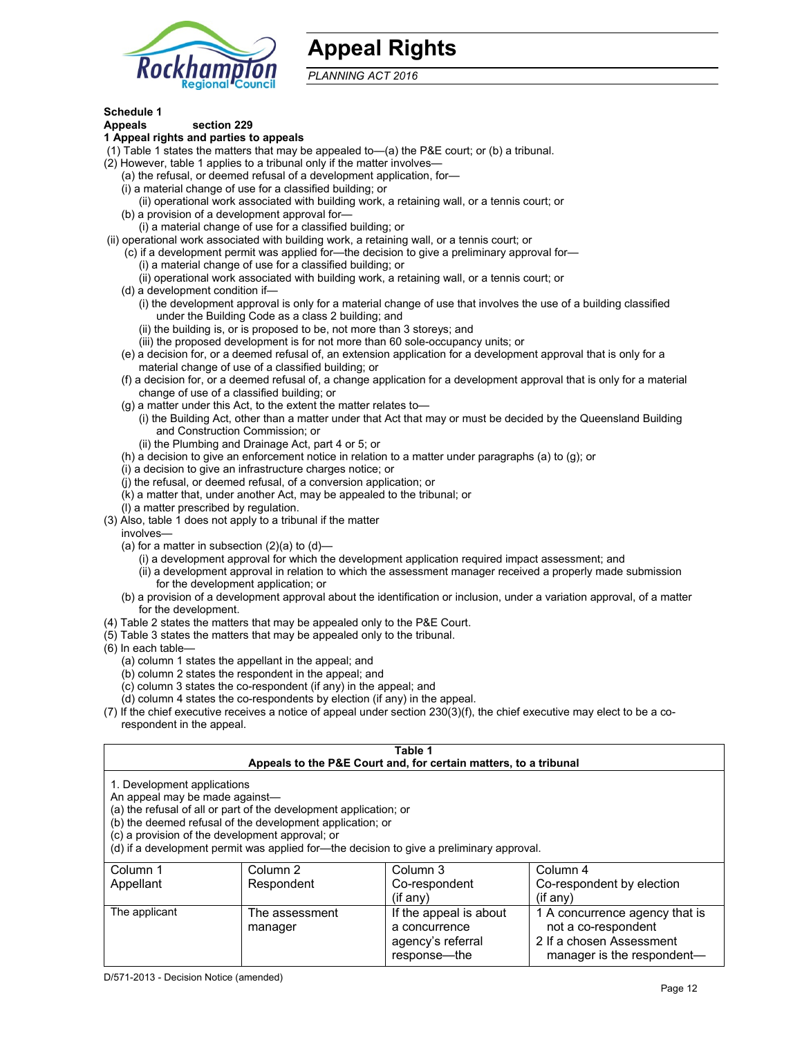# Appeal Rights

*PLANNING ACT 2016*

**Schedule 1**
**Appeals section 229**
**1 Appeal rights and parties to appeals**

(1) Table 1 states the matters that may be appealed to—(a) the P&E court; or (b) a tribunal.
(2) However, table 1 applies to a tribunal only if the matter involves—
 (a) the refusal, or deemed refusal of a development application, for—
 (i) a material change of use for a classified building; or
  (ii) operational work associated with building work, a retaining wall, or a tennis court; or
 (b) a provision of a development approval for—
  (i) a material change of use for a classified building; or
(ii) operational work associated with building work, a retaining wall, or a tennis court; or
 (c) if a development permit was applied for—the decision to give a preliminary approval for—
  (i) a material change of use for a classified building; or
  (ii) operational work associated with building work, a retaining wall, or a tennis court; or
 (d) a development condition if—
  (i) the development approval is only for a material change of use that involves the use of a building classified under the Building Code as a class 2 building; and
  (ii) the building is, or is proposed to be, not more than 3 storeys; and
  (iii) the proposed development is for not more than 60 sole-occupancy units; or
 (e) a decision for, or a deemed refusal of, an extension application for a development approval that is only for a material change of use of a classified building; or
 (f) a decision for, or a deemed refusal of, a change application for a development approval that is only for a material change of use of a classified building; or
 (g) a matter under this Act, to the extent the matter relates to—
  (i) the Building Act, other than a matter under that Act that may or must be decided by the Queensland Building and Construction Commission; or
  (ii) the Plumbing and Drainage Act, part 4 or 5; or
 (h) a decision to give an enforcement notice in relation to a matter under paragraphs (a) to (g); or
 (i) a decision to give an infrastructure charges notice; or
 (j) the refusal, or deemed refusal, of a conversion application; or
 (k) a matter that, under another Act, may be appealed to the tribunal; or
 (l) a matter prescribed by regulation.
(3) Also, table 1 does not apply to a tribunal if the matter involves—
 (a) for a matter in subsection (2)(a) to (d)—
  (i) a development approval for which the development application required impact assessment; and
  (ii) a development approval in relation to which the assessment manager received a properly made submission for the development application; or
 (b) a provision of a development approval about the identification or inclusion, under a variation approval, of a matter for the development.
(4) Table 2 states the matters that may be appealed only to the P&E Court.
(5) Table 3 states the matters that may be appealed only to the tribunal.
(6) In each table—
 (a) column 1 states the appellant in the appeal; and
 (b) column 2 states the respondent in the appeal; and
 (c) column 3 states the co-respondent (if any) in the appeal; and
 (d) column 4 states the co-respondents by election (if any) in the appeal.
(7) If the chief executive receives a notice of appeal under section 230(3)(f), the chief executive may elect to be a co-respondent in the appeal.

**Table 1**
**Appeals to the P&E Court and, for certain matters, to a tribunal**

1. Development applications
An appeal may be made against—
(a) the refusal of all or part of the development application; or
(b) the deemed refusal of the development application; or
(c) a provision of the development approval; or
(d) if a development permit was applied for—the decision to give a preliminary approval.

| Column 1 Appellant | Column 2 Respondent | Column 3 Co-respondent (if any) | Column 4 Co-respondent by election (if any) |
|---|---|---|---|
| The applicant | The assessment manager | If the appeal is about a concurrence agency's referral response—the | 1 A concurrence agency that is not a co-respondent<br>2 If a chosen Assessment manager is the respondent— |

D/571-2013 - Decision Notice (amended)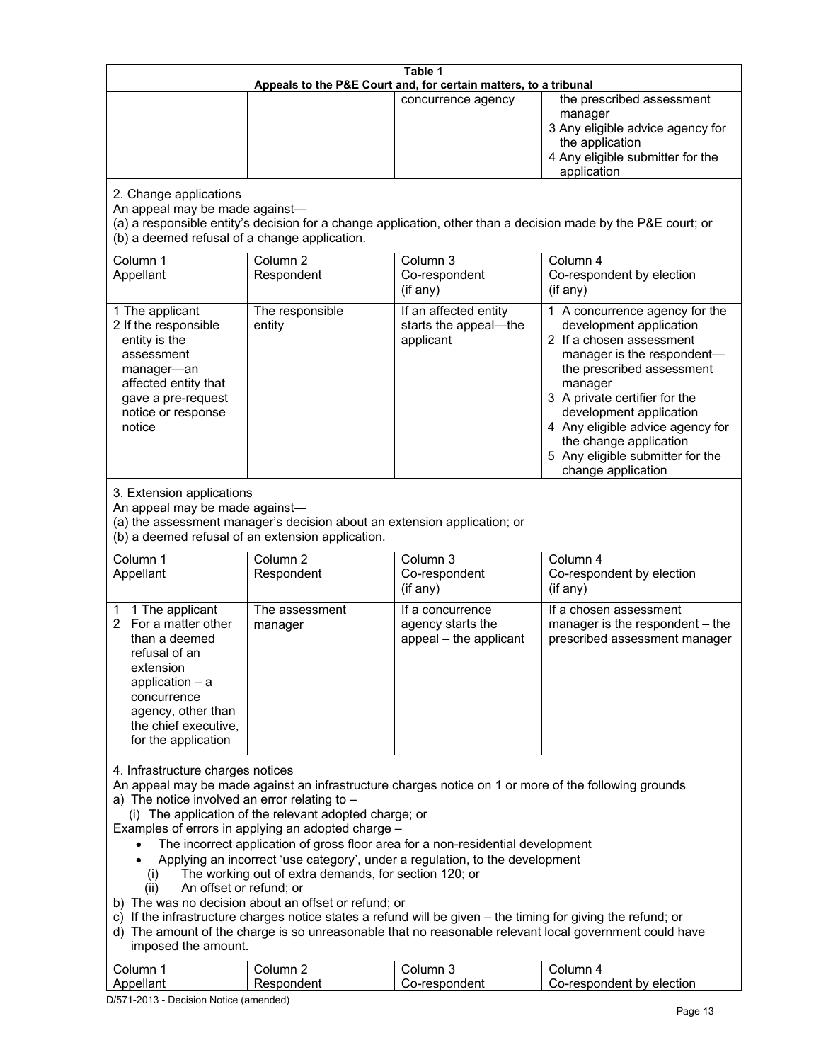| Table 1 | | | |
|---|---|---|---|
| **Appeals to the P&E Court and, for certain matters, to a tribunal** | | | |
| | | concurrence agency | the prescribed assessment manager<br>3 Any eligible advice agency for the application<br>4 Any eligible submitter for the application |
| 2. Change applications<br>An appeal may be made against—<br>(a) a responsible entity's decision for a change application, other than a decision made by the P&E court; or<br>(b) a deemed refusal of a change application. | | | |
| Column 1<br>Appellant | Column 2<br>Respondent | Column 3<br>Co-respondent<br>(if any) | Column 4<br>Co-respondent by election<br>(if any) |
| 1 The applicant<br>2 If the responsible entity is the assessment manager—an affected entity that gave a pre-request notice or response notice | The responsible entity | If an affected entity starts the appeal—the applicant | 1 A concurrence agency for the development application<br>2 If a chosen assessment manager is the respondent—the prescribed assessment manager<br>3 A private certifier for the development application<br>4 Any eligible advice agency for the change application<br>5 Any eligible submitter for the change application |
| 3. Extension applications<br>An appeal may be made against—<br>(a) the assessment manager's decision about an extension application; or<br>(b) a deemed refusal of an extension application. | | | |
| Column 1<br>Appellant | Column 2<br>Respondent | Column 3<br>Co-respondent<br>(if any) | Column 4<br>Co-respondent by election<br>(if any) |
| 1 1 The applicant<br>2 For a matter other than a deemed refusal of an extension application – a concurrence agency, other than the chief executive, for the application | The assessment manager | If a concurrence agency starts the appeal – the applicant | If a chosen assessment manager is the respondent – the prescribed assessment manager |
| 4. Infrastructure charges notices<br>An appeal may be made against an infrastructure charges notice on 1 or more of the following grounds<br>a) The notice involved an error relating to –<br>(i) The application of the relevant adopted charge; or<br>Examples of errors in applying an adopted charge –<br>• The incorrect application of gross floor area for a non-residential development<br>• Applying an incorrect 'use category', under a regulation, to the development<br>(i) The working out of extra demands, for section 120; or<br>(ii) An offset or refund; or<br>b) The was no decision about an offset or refund; or<br>c) If the infrastructure charges notice states a refund will be given – the timing for giving the refund; or<br>d) The amount of the charge is so unreasonable that no reasonable relevant local government could have imposed the amount. | | | |
| Column 1<br>Appellant | Column 2<br>Respondent | Column 3<br>Co-respondent | Column 4<br>Co-respondent by election |

D/571-2013 - Decision Notice (amended)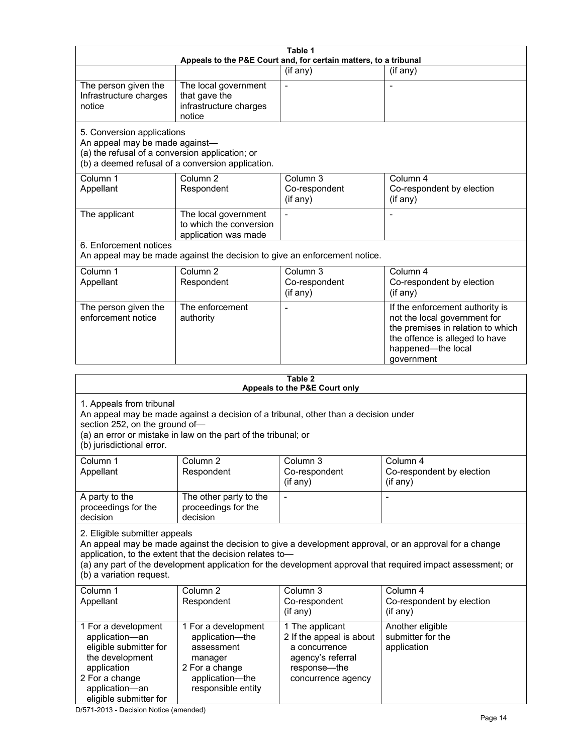| Table 1 | | | |
|---|---|---|---|
| Appeals to the P&E Court and, for certain matters, to a tribunal | | | |
| | | (if any) | (if any) |
| The person given the Infrastructure charges notice | The local government that gave the infrastructure charges notice | - | - |
| 5. Conversion applications<br>An appeal may be made against—<br>(a) the refusal of a conversion application; or<br>(b) a deemed refusal of a conversion application. | | | |
| Column 1<br>Appellant | Column 2<br>Respondent | Column 3<br>Co-respondent<br>(if any) | Column 4<br>Co-respondent by election<br>(if any) |
| The applicant | The local government to which the conversion application was made | - | - |
| 6. Enforcement notices<br>An appeal may be made against the decision to give an enforcement notice. | | | |
| Column 1<br>Appellant | Column 2<br>Respondent | Column 3<br>Co-respondent<br>(if any) | Column 4<br>Co-respondent by election<br>(if any) |
| The person given the enforcement notice | The enforcement authority | - | If the enforcement authority is not the local government for the premises in relation to which the offence is alleged to have happened—the local government |

| Table 2 | | | |
|---|---|---|---|
| Appeals to the P&E Court only | | | |
| 1. Appeals from tribunal<br>An appeal may be made against a decision of a tribunal, other than a decision under section 252, on the ground of—<br>(a) an error or mistake in law on the part of the tribunal; or<br>(b) jurisdictional error. | | | |
| Column 1<br>Appellant | Column 2<br>Respondent | Column 3<br>Co-respondent<br>(if any) | Column 4<br>Co-respondent by election<br>(if any) |
| A party to the proceedings for the decision | The other party to the proceedings for the decision | - | - |
| 2. Eligible submitter appeals<br>An appeal may be made against the decision to give a development approval, or an approval for a change application, to the extent that the decision relates to—<br>(a) any part of the development application for the development approval that required impact assessment; or<br>(b) a variation request. | | | |
| Column 1<br>Appellant | Column 2<br>Respondent | Column 3<br>Co-respondent<br>(if any) | Column 4<br>Co-respondent by election<br>(if any) |
| 1 For a development application—an eligible submitter for the development application<br>2 For a change application—an eligible submitter for | 1 For a development application—the assessment manager<br>2 For a change application—the responsible entity | 1 The applicant<br>2 If the appeal is about a concurrence agency's referral response—the concurrence agency | Another eligible submitter for the application |

D/571-2013 - Decision Notice (amended)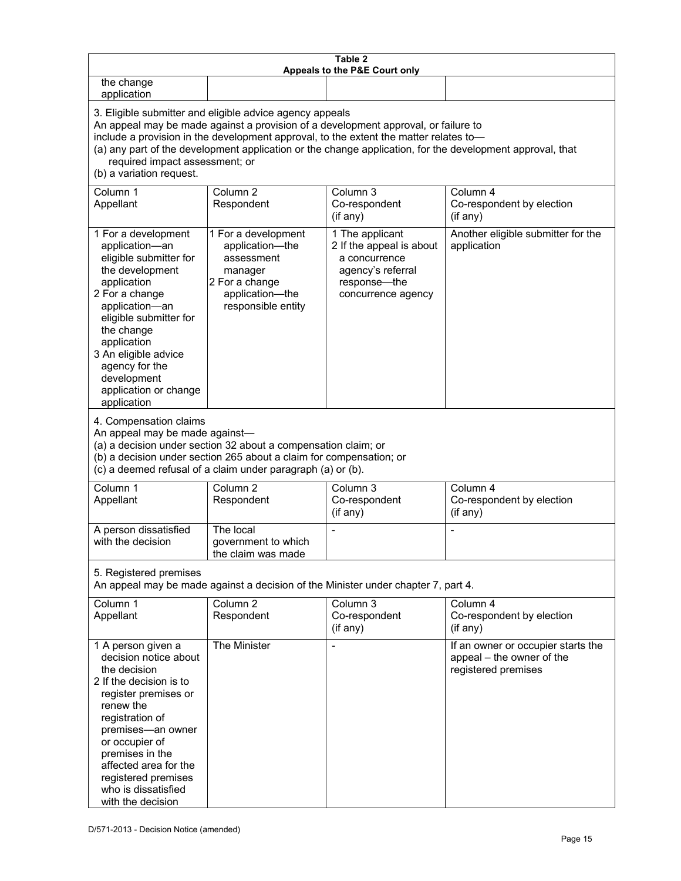**Table 2**
**Appeals to the P&E Court only**

| | | | |
|---|---|---|---|
| the change application | | | |

3. Eligible submitter and eligible advice agency appeals
An appeal may be made against a provision of a development approval, or failure to include a provision in the development approval, to the extent the matter relates to—
(a) any part of the development application or the change application, for the development approval, that required impact assessment; or
(b) a variation request.

| Column 1<br>Appellant | Column 2<br>Respondent | Column 3<br>Co-respondent<br>(if any) | Column 4<br>Co-respondent by election<br>(if any) |
|---|---|---|---|
| 1 For a development application—an eligible submitter for the development application<br>2 For a change application—an eligible submitter for the change application<br>3 An eligible advice agency for the development application or change application | 1 For a development application—the assessment manager<br>2 For a change application—the responsible entity | 1 The applicant<br>2 If the appeal is about a concurrence agency's referral response—the concurrence agency | Another eligible submitter for the application |

4. Compensation claims
An appeal may be made against—
(a) a decision under section 32 about a compensation claim; or
(b) a decision under section 265 about a claim for compensation; or
(c) a deemed refusal of a claim under paragraph (a) or (b).

| Column 1<br>Appellant | Column 2<br>Respondent | Column 3<br>Co-respondent<br>(if any) | Column 4<br>Co-respondent by election<br>(if any) |
|---|---|---|---|
| A person dissatisfied with the decision | The local government to which the claim was made | - | - |

5. Registered premises
An appeal may be made against a decision of the Minister under chapter 7, part 4.

| Column 1<br>Appellant | Column 2<br>Respondent | Column 3<br>Co-respondent<br>(if any) | Column 4<br>Co-respondent by election<br>(if any) |
|---|---|---|---|
| 1 A person given a decision notice about the decision<br>2 If the decision is to register premises or renew the registration of premises—an owner or occupier of premises in the affected area for the registered premises who is dissatisfied with the decision | The Minister | - | If an owner or occupier starts the appeal – the owner of the registered premises |

D/571-2013 - Decision Notice (amended)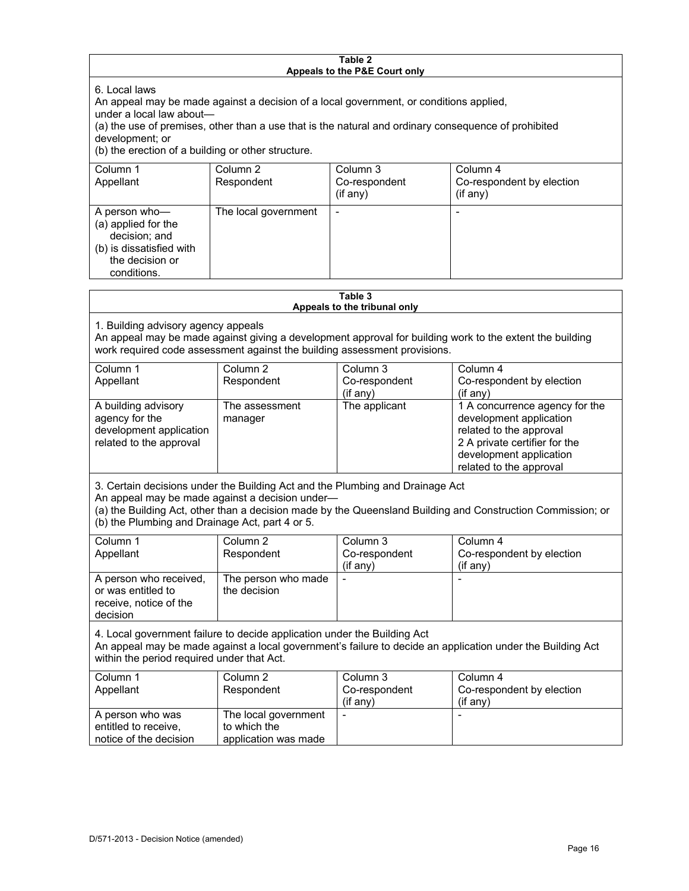**Table 2**
**Appeals to the P&E Court only**

6. Local laws
An appeal may be made against a decision of a local government, or conditions applied, under a local law about—
(a) the use of premises, other than a use that is the natural and ordinary consequence of prohibited development; or
(b) the erection of a building or other structure.

| Column 1<br>Appellant | Column 2<br>Respondent | Column 3<br>Co-respondent<br>(if any) | Column 4<br>Co-respondent by election<br>(if any) |
|---|---|---|---|
| A person who—<br>(a) applied for the decision; and<br>(b) is dissatisfied with the decision or conditions. | The local government | - | - |

**Table 3**
**Appeals to the tribunal only**

1. Building advisory agency appeals
An appeal may be made against giving a development approval for building work to the extent the building work required code assessment against the building assessment provisions.

| Column 1<br>Appellant | Column 2<br>Respondent | Column 3<br>Co-respondent<br>(if any) | Column 4<br>Co-respondent by election<br>(if any) |
|---|---|---|---|
| A building advisory agency for the development application related to the approval | The assessment manager | The applicant | 1 A concurrence agency for the development application related to the approval<br>2 A private certifier for the development application related to the approval |

3. Certain decisions under the Building Act and the Plumbing and Drainage Act
An appeal may be made against a decision under—
(a) the Building Act, other than a decision made by the Queensland Building and Construction Commission; or
(b) the Plumbing and Drainage Act, part 4 or 5.

| Column 1<br>Appellant | Column 2<br>Respondent | Column 3<br>Co-respondent<br>(if any) | Column 4<br>Co-respondent by election<br>(if any) |
|---|---|---|---|
| A person who received, or was entitled to receive, notice of the decision | The person who made the decision | - | - |

4. Local government failure to decide application under the Building Act
An appeal may be made against a local government's failure to decide an application under the Building Act within the period required under that Act.

| Column 1<br>Appellant | Column 2<br>Respondent | Column 3<br>Co-respondent<br>(if any) | Column 4<br>Co-respondent by election<br>(if any) |
|---|---|---|---|
| A person who was entitled to receive, notice of the decision | The local government to which the application was made | - | - |

D/571-2013 - Decision Notice (amended)